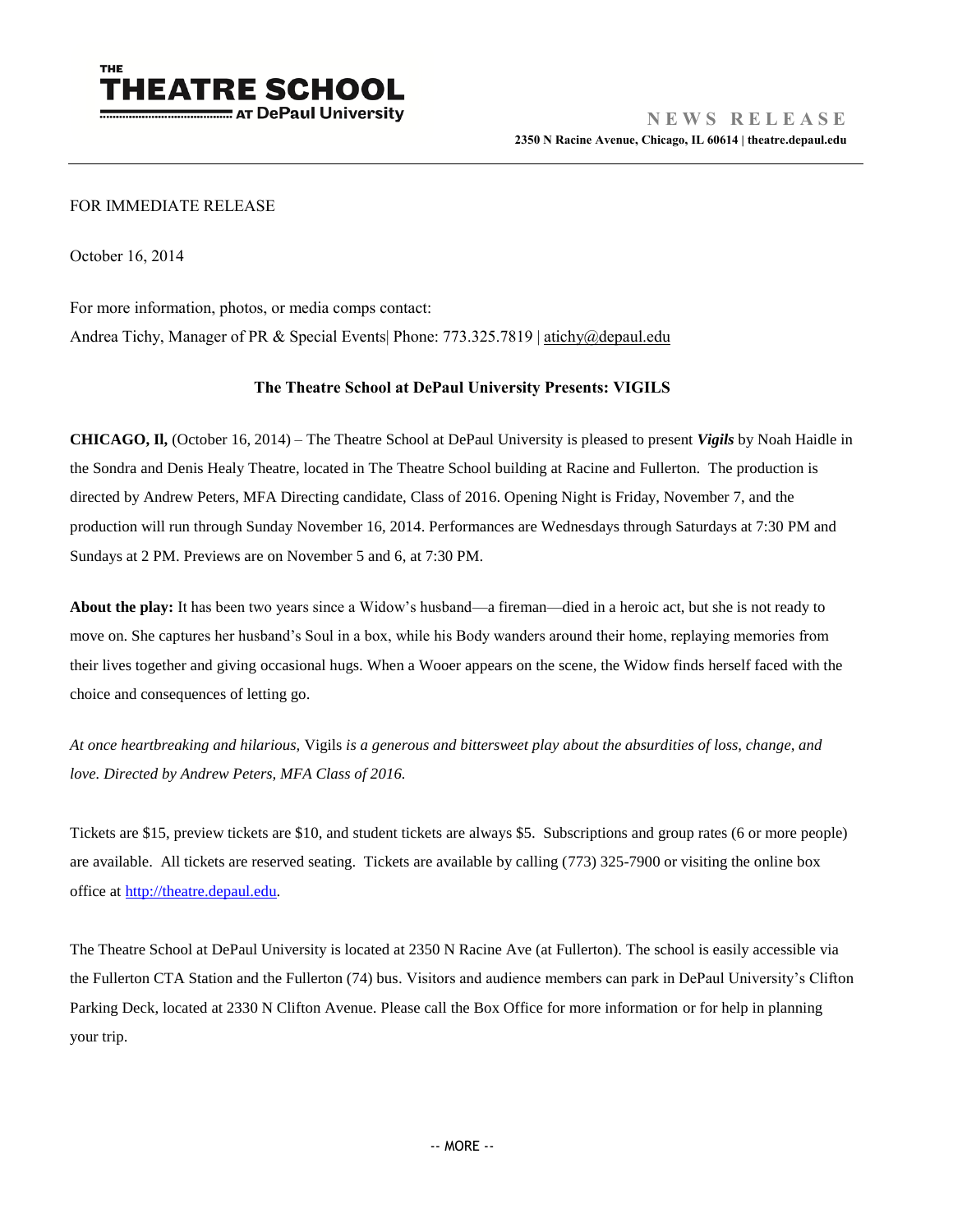THE
# THEATRE SCHOOL
AT DePaul University

**NEWS RELEASE**
**2350 N Racine Avenue, Chicago, IL 60614 | theatre.depaul.edu**

---

FOR IMMEDIATE RELEASE

October 16, 2014

For more information, photos, or media comps contact:
Andrea Tichy, Manager of PR & Special Events| Phone: 773.325.7819 | atichy@depaul.edu

**The Theatre School at DePaul University Presents: VIGILS**

**CHICAGO, Il,** (October 16, 2014) – The Theatre School at DePaul University is pleased to present ***Vigils*** by Noah Haidle in the Sondra and Denis Healy Theatre, located in The Theatre School building at Racine and Fullerton. The production is directed by Andrew Peters, MFA Directing candidate, Class of 2016. Opening Night is Friday, November 7, and the production will run through Sunday November 16, 2014. Performances are Wednesdays through Saturdays at 7:30 PM and Sundays at 2 PM. Previews are on November 5 and 6, at 7:30 PM.

**About the play:** It has been two years since a Widow's husband—a fireman—died in a heroic act, but she is not ready to move on. She captures her husband's Soul in a box, while his Body wanders around their home, replaying memories from their lives together and giving occasional hugs. When a Wooer appears on the scene, the Widow finds herself faced with the choice and consequences of letting go.

*At once heartbreaking and hilarious,* Vigils *is a generous and bittersweet play about the absurdities of loss, change, and love. Directed by Andrew Peters, MFA Class of 2016.*

Tickets are $15, preview tickets are $10, and student tickets are always $5. Subscriptions and group rates (6 or more people) are available. All tickets are reserved seating. Tickets are available by calling (773) 325-7900 or visiting the online box office at http://theatre.depaul.edu.

The Theatre School at DePaul University is located at 2350 N Racine Ave (at Fullerton). The school is easily accessible via the Fullerton CTA Station and the Fullerton (74) bus. Visitors and audience members can park in DePaul University's Clifton Parking Deck, located at 2330 N Clifton Avenue. Please call the Box Office for more information or for help in planning your trip.

-- MORE --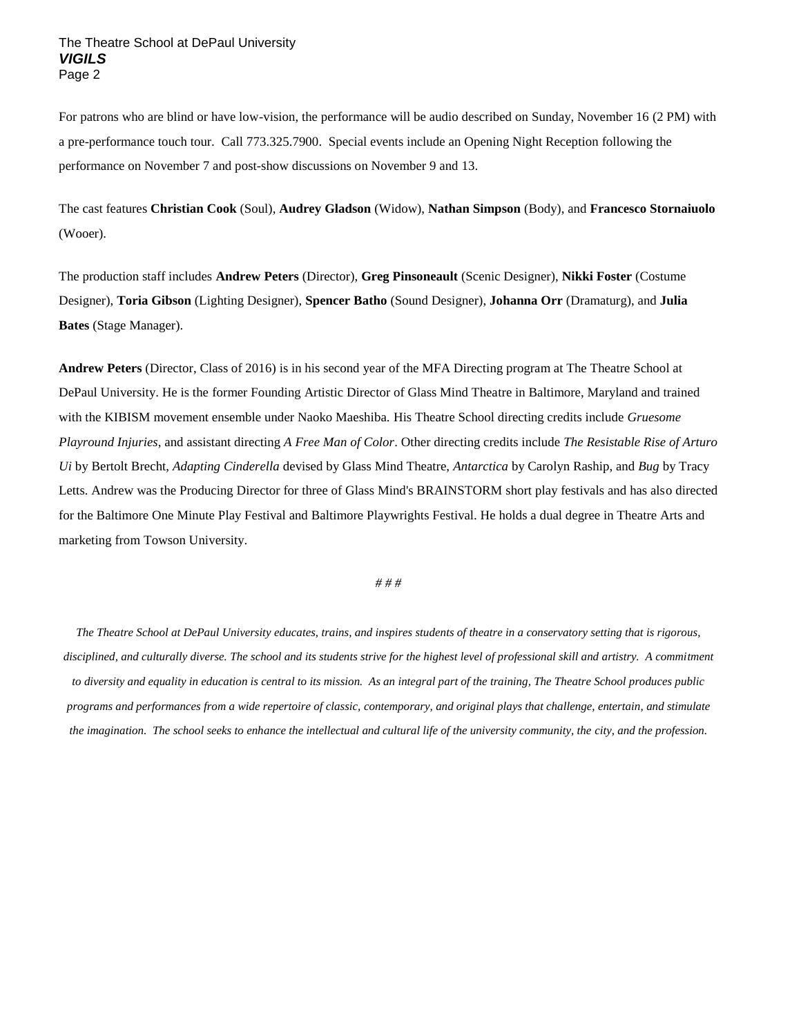For patrons who are blind or have low-vision, the performance will be audio described on Sunday, November 16 (2 PM) with a pre-performance touch tour. Call 773.325.7900. Special events include an Opening Night Reception following the performance on November 7 and post-show discussions on November 9 and 13.

The cast features **Christian Cook** (Soul), **Audrey Gladson** (Widow), **Nathan Simpson** (Body), and **Francesco Stornaiuolo** (Wooer).

The production staff includes **Andrew Peters** (Director), **Greg Pinsoneault** (Scenic Designer), **Nikki Foster** (Costume Designer), **Toria Gibson** (Lighting Designer), **Spencer Batho** (Sound Designer), **Johanna Orr** (Dramaturg), and **Julia Bates** (Stage Manager).

**Andrew Peters** (Director, Class of 2016) is in his second year of the MFA Directing program at The Theatre School at DePaul University. He is the former Founding Artistic Director of Glass Mind Theatre in Baltimore, Maryland and trained with the KIBISM movement ensemble under Naoko Maeshiba. His Theatre School directing credits include *Gruesome Playround Injuries*, and assistant directing *A Free Man of Color*. Other directing credits include *The Resistable Rise of Arturo Ui* by Bertolt Brecht, *Adapting Cinderella* devised by Glass Mind Theatre, *Antarctica* by Carolyn Raship, and *Bug* by Tracy Letts. Andrew was the Producing Director for three of Glass Mind's BRAINSTORM short play festivals and has also directed for the Baltimore One Minute Play Festival and Baltimore Playwrights Festival. He holds a dual degree in Theatre Arts and marketing from Towson University.

# # #

*The Theatre School at DePaul University educates, trains, and inspires students of theatre in a conservatory setting that is rigorous, disciplined, and culturally diverse. The school and its students strive for the highest level of professional skill and artistry. A commitment to diversity and equality in education is central to its mission. As an integral part of the training, The Theatre School produces public programs and performances from a wide repertoire of classic, contemporary, and original plays that challenge, entertain, and stimulate the imagination. The school seeks to enhance the intellectual and cultural life of the university community, the city, and the profession.*